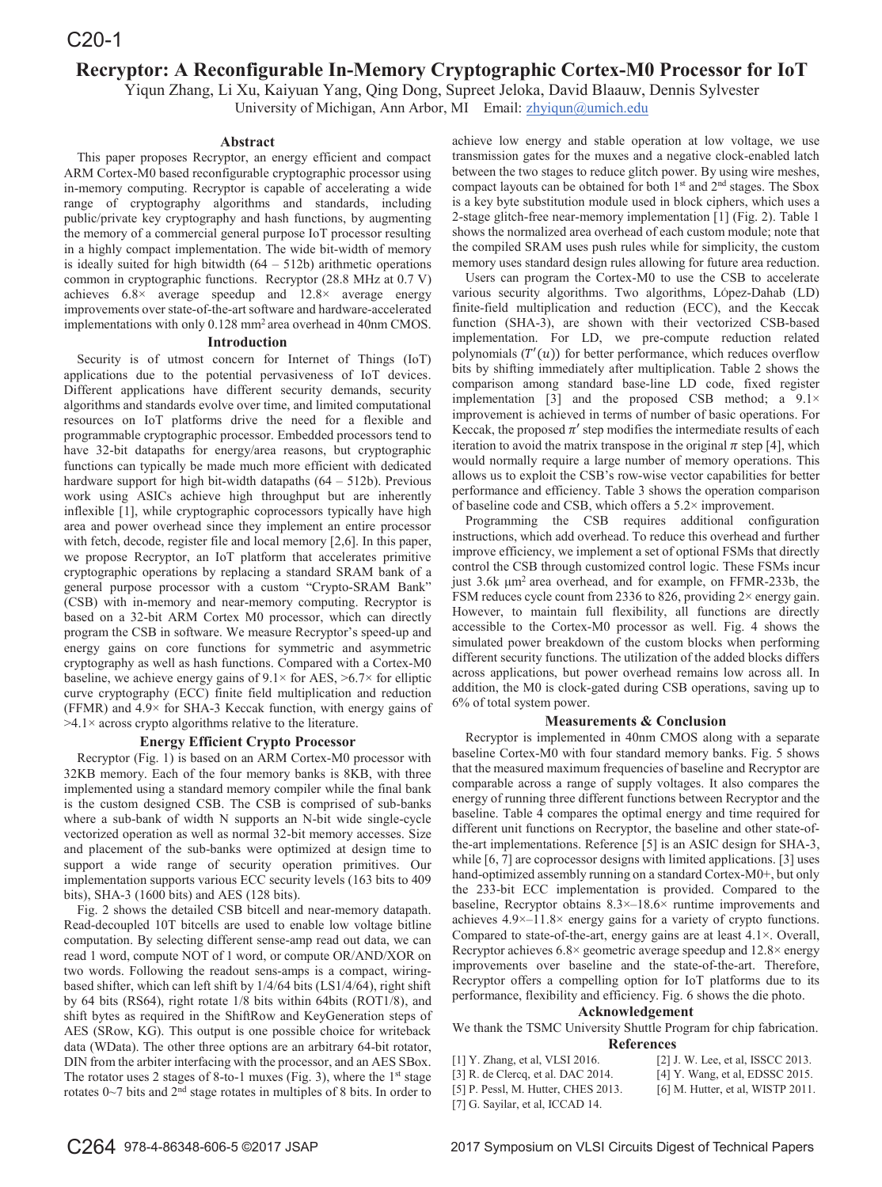# Recryptor: A Reconfigurable In-Memory Cryptographic Cortex-M0 Processor for IoT

Yiqun Zhang, Li Xu, Kaiyuan Yang, Qing Dong, Supreet Jeloka, David Blaauw, Dennis Sylvester

University of Michigan, Ann Arbor, MI Email: zhyiqun@umich.edu

## Abstract

This paper proposes Recryptor, an energy efficient and compact ARM Cortex-M0 based reconfigurable cryptographic processor using in-memory computing. Recryptor is capable of accelerating a wide range of cryptography algorithms and standards, including public/private key cryptography and hash functions, by augmenting the memory of a commercial general purpose IoT processor resulting in a highly compact implementation. The wide bit-width of memory is ideally suited for high bitwidth (64 – 512b) arithmetic operations common in cryptographic functions. Recryptor (28.8 MHz at 0.7 V) achieves 6.8× average speedup and 12.8× average energy improvements over state-of-the-art software and hardware-accelerated implementations with only 0.128 mm² area overhead in 40nm CMOS.

## Introduction

Security is of utmost concern for Internet of Things (IoT) applications due to the potential pervasiveness of IoT devices. Different applications have different security demands, security algorithms and standards evolve over time, and limited computational resources on IoT platforms drive the need for a flexible and programmable cryptographic processor. Embedded processors tend to have 32-bit datapaths for energy/area reasons, but cryptographic functions can typically be made much more efficient with dedicated hardware support for high bit-width datapaths (64 – 512b). Previous work using ASICs achieve high throughput but are inherently inflexible [1], while cryptographic coprocessors typically have high area and power overhead since they implement an entire processor with fetch, decode, register file and local memory [2,6]. In this paper, we propose Recryptor, an IoT platform that accelerates primitive cryptographic operations by replacing a standard SRAM bank of a general purpose processor with a custom "Crypto-SRAM Bank" (CSB) with in-memory and near-memory computing. Recryptor is based on a 32-bit ARM Cortex M0 processor, which can directly program the CSB in software. We measure Recryptor's speed-up and energy gains on core functions for symmetric and asymmetric cryptography as well as hash functions. Compared with a Cortex-M0 baseline, we achieve energy gains of 9.1× for AES, >6.7× for elliptic curve cryptography (ECC) finite field multiplication and reduction (FFMR) and 4.9× for SHA-3 Keccak function, with energy gains of >4.1× across crypto algorithms relative to the literature.

## Energy Efficient Crypto Processor

Recryptor (Fig. 1) is based on an ARM Cortex-M0 processor with 32KB memory. Each of the four memory banks is 8KB, with three implemented using a standard memory compiler while the final bank is the custom designed CSB. The CSB is comprised of sub-banks where a sub-bank of width N supports an N-bit wide single-cycle vectorized operation as well as normal 32-bit memory accesses. Size and placement of the sub-banks were optimized at design time to support a wide range of security operation primitives. Our implementation supports various ECC security levels (163 bits to 409 bits), SHA-3 (1600 bits) and AES (128 bits).

Fig. 2 shows the detailed CSB bitcell and near-memory datapath. Read-decoupled 10T bitcells are used to enable low voltage bitline computation. By selecting different sense-amp read out data, we can read 1 word, compute NOT of 1 word, or compute OR/AND/XOR on two words. Following the readout sens-amps is a compact, wiring-based shifter, which can left shift by 1/4/64 bits (LS1/4/64), right shift by 64 bits (RS64), right rotate 1/8 bits within 64bits (ROT1/8), and shift bytes as required in the ShiftRow and KeyGeneration steps of AES (SRow, KG). This output is one possible choice for writeback data (WData). The other three options are an arbitrary 64-bit rotator, DIN from the arbiter interfacing with the processor, and an AES SBox. The rotator uses 2 stages of 8-to-1 muxes (Fig. 3), where the 1st stage rotates 0~7 bits and 2nd stage rotates in multiples of 8 bits. In order to achieve low energy and stable operation at low voltage, we use transmission gates for the muxes and a negative clock-enabled latch between the two stages to reduce glitch power. By using wire meshes, compact layouts can be obtained for both 1st and 2nd stages. The Sbox is a key byte substitution module used in block ciphers, which uses a 2-stage glitch-free near-memory implementation [1] (Fig. 2). Table 1 shows the normalized area overhead of each custom module; note that the compiled SRAM uses push rules while for simplicity, the custom memory uses standard design rules allowing for future area reduction.

Users can program the Cortex-M0 to use the CSB to accelerate various security algorithms. Two algorithms, López-Dahab (LD) finite-field multiplication and reduction (ECC), and the Keccak function (SHA-3), are shown with their vectorized CSB-based implementation. For LD, we pre-compute reduction related polynomials ($T'(u)$) for better performance, which reduces overflow bits by shifting immediately after multiplication. Table 2 shows the comparison among standard base-line LD code, fixed register implementation [3] and the proposed CSB method; a 9.1× improvement is achieved in terms of number of basic operations. For Keccak, the proposed $\pi'$ step modifies the intermediate results of each iteration to avoid the matrix transpose in the original $\pi$ step [4], which would normally require a large number of memory operations. This allows us to exploit the CSB's row-wise vector capabilities for better performance and efficiency. Table 3 shows the operation comparison of baseline code and CSB, which offers a 5.2× improvement.

Programming the CSB requires additional configuration instructions, which add overhead. To reduce this overhead and further improve efficiency, we implement a set of optional FSMs that directly control the CSB through customized control logic. These FSMs incur just 3.6k μm² area overhead, and for example, on FFMR-233b, the FSM reduces cycle count from 2336 to 826, providing 2× energy gain. However, to maintain full flexibility, all functions are directly accessible to the Cortex-M0 processor as well. Fig. 4 shows the simulated power breakdown of the custom blocks when performing different security functions. The utilization of the added blocks differs across applications, but power overhead remains low across all. In addition, the M0 is clock-gated during CSB operations, saving up to 6% of total system power.

## Measurements & Conclusion

Recryptor is implemented in 40nm CMOS along with a separate baseline Cortex-M0 with four standard memory banks. Fig. 5 shows that the measured maximum frequencies of baseline and Recryptor are comparable across a range of supply voltages. It also compares the energy of running three different functions between Recryptor and the baseline. Table 4 compares the optimal energy and time required for different unit functions on Recryptor, the baseline and other state-of-the-art implementations. Reference [5] is an ASIC design for SHA-3, while [6, 7] are coprocessor designs with limited applications. [3] uses hand-optimized assembly running on a standard Cortex-M0+, but only the 233-bit ECC implementation is provided. Compared to the baseline, Recryptor obtains 8.3×–18.6× runtime improvements and achieves 4.9×–11.8× energy gains for a variety of crypto functions. Compared to state-of-the-art, energy gains are at least 4.1×. Overall, Recryptor achieves 6.8× geometric average speedup and 12.8× energy improvements over baseline and the state-of-the-art. Therefore, Recryptor offers a compelling option for IoT platforms due to its performance, flexibility and efficiency. Fig. 6 shows the die photo.

## Acknowledgement

We thank the TSMC University Shuttle Program for chip fabrication.

## References

[1] Y. Zhang, et al, VLSI 2016.
[2] J. W. Lee, et al, ISSCC 2013.
[3] R. de Clercq, et al. DAC 2014.
[4] Y. Wang, et al, EDSSC 2015.
[5] P. Pessl, M. Hutter, CHES 2013.
[6] M. Hutter, et al, WISTP 2011.
[7] G. Sayilar, et al, ICCAD 14.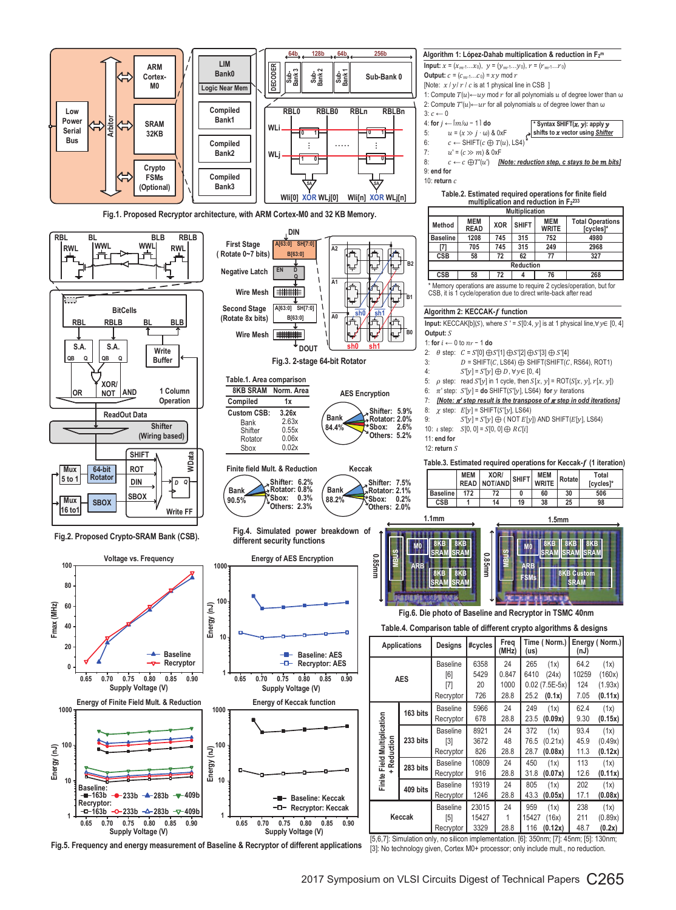Fig.1. Proposed Recryptor architecture, with ARM Cortex-M0 and 32 KB Memory.

Fig.2. Proposed Crypto-SRAM Bank (CSB).

Fig.3. 2-stage 64-bit Rotator

**Algorithm 1: López-Dahab multiplication & reduction in $F_{2^m}$**

Input: $x = (x_{m-1}...x_0)$, $y = (y_{m-1}...y_0)$, $r = (r_{m-1}...r_0)$

Output: $c = (c_{m-1}...c_0) = xy \bmod r$

[Note: $x$ / $y$/ $r$ / $c$ is at 1 physical line in CSB ]

1: Compute $T(u) \leftarrow uy \bmod r$ for all polynomials $u$ of degree lower than $\omega$

2: Compute $T'(u) \leftarrow ur$ for all polynomials $u$ of degree lower than $\omega$

3: $c \leftarrow 0$

4: **for** $j \leftarrow \lceil m/\omega - 1 \rceil$ **do**

5: $u = (x \gg j \cdot \omega)$ & 0xF

6: $c \leftarrow$ SHIFT($c \oplus T(u)$, LS4)

7: $u' = (c \gg m)$ & 0xF

8: $c \leftarrow c \oplus T'(u')$ *[Note: reduction step, c stays to be m bits]*

9: **end for**

10: **return** $c$

\* Syntax SHIFT($x$, $y$): apply $y$ shifts to $x$ vector using *Shifter*

Table.2. Estimated required operations for finite field multiplication and reduction in $F_{2^{233}}$

| Method | MEM READ | XOR | SHIFT | MEM WRITE | Total Operations [cycles]* |
|---|---|---|---|---|---|
| **Multiplication** | | | | | |
| Baseline | 1208 | 745 | 315 | 752 | 4980 |
| [7] | 705 | 745 | 315 | 249 | 2968 |
| CSB | 58 | 72 | 62 | 77 | 327 |
| **Reduction** | | | | | |
| CSB | 58 | 72 | 4 | 76 | 268 |

\* Memory operations are assume to require 2 cycles/operation, but for CSB, it is 1 cycle/operation due to direct write-back after read

**Algorithm 2: KECCAK-$f$ function**

Input: KECCAK[b]($S$), where $S' = S[0{:}4, y]$ is at 1 physical line, $\forall y \in [0, 4]$

Output: $S$

1: **for** $i \leftarrow 0$ to $n_r - 1$ **do**

2: $\theta$ step: $C = S'[0] \oplus S'[1] \oplus S'[2] \oplus S'[3] \oplus S'[4]$

3: $D$ = SHIFT(SHIFT($C$, RS64), ROT1) $\oplus$ SHIFT(SHIFT($C$, LS64), ROT1)

4: $S'[y] = S'[y] \oplus D$, $\forall y \in [0, 4]$

5: $\rho$ step: read $S'[y]$ in 1 cycle, then $S[x, y]$ = ROT($S[x, y]$, $r[x, y]$)

6: $\pi'$ step: $S'[y]$ = **do** SHIFT($S'[y]$, LS64) **for** $y$ iterations

7: *[Note: $\pi'$ step result is the transpose of $\pi$ step in odd iterations]*

8: $\chi$ step: $E[y]$ = SHIFT($S'[y]$, LS64)

9: $S'[y] = S'[y] \oplus$ ( NOT $E[y]$) AND SHIFT($E[y]$, LS64)

10: $\iota$ step: $S[0, 0] = S[0, 0] \oplus RC[i]$

11: **end for**

12: **return** $S$

Table.3. Estimated required operations for Keccak-$f$ (1 iteration)

| | MEM READ | XOR/ NOT/AND | SHIFT | MEM WRITE | Rotate | Total [cycles]* |
|---|---|---|---|---|---|---|
| Baseline | 172 | 72 | 0 | 60 | 30 | 506 |
| CSB | 1 | 14 | 19 | 38 | 25 | 98 |

Table.1. Area comparison

| 8KB SRAM | Norm. Area |
|---|---|
| Compiled | 1x |
| Custom CSB: | 3.26x |
| Bank | 2.63x |
| Shifter | 0.55x |
| Rotator | 0.06x |
| Sbox | 0.02x |

AES Encryption: Bank 84.4%, Shifter: 5.9%, Rotator: 2.0%, Sbox: 2.6%, Others: 5.2%

Finite field Mult. & Reduction: Bank 90.5%, Shifter: 6.2%, Rotator: 0.8%, Sbox: 0.3%, Others: 2.3%

Keccak: Bank 88.2%, Shifter: 7.5%, Rotator: 2.1%, Sbox: 0.2%, Others: 2.0%

Fig.4. Simulated power breakdown of different security functions

Fig.6. Die photo of Baseline and Recryptor in TSMC 40nm

Voltage vs. Frequency — Fmax (MHz) vs. Supply Voltage (V); Baseline, Recryptor

Energy of AES Encryption — Energy (nJ) vs. Supply Voltage (V); Baseline: AES, Recryptor: AES

Energy of Finite Field Mult. & Reduction — Baseline: 163b, 233b, 283b, 409b; Recryptor: 163b, 233b, 283b, 409b

Energy of Keccak function — Baseline: Keccak, Recryptor: Keccak

Fig.5. Frequency and energy measurement of Baseline & Recryptor of different applications

Table.4. Comparison table of different crypto algorithms & designs

| Applications | | Designs | #cycles | Freq (MHz) | Time ( Norm.) (us) | Energy ( Norm.) (nJ) |
|---|---|---|---|---|---|---|
| AES | | Baseline | 6358 | 24 | 265 (1x) | 64.2 (1x) |
| | | [6] | 5429 | 0.847 | 6410 (24x) | 10259 (160x) |
| | | [7] | 20 | 1000 | 0.02 (7.5E-5x) | 124 (1.93x) |
| | | Recryptor | 726 | 28.8 | 25.2 **(0.1x)** | 7.05 **(0.11x)** |
| Finite Field Multiplication + Reduction | 163 bits | Baseline | 5966 | 24 | 249 (1x) | 62.4 (1x) |
| | | Recryptor | 678 | 28.8 | 23.5 **(0.09x)** | 9.30 **(0.15x)** |
| | 233 bits | Baseline | 8921 | 24 | 372 (1x) | 93.4 (1x) |
| | | [3] | 3672 | 48 | 76.5 (0.21x) | 45.9 (0.49x) |
| | | Recryptor | 826 | 28.8 | 28.7 **(0.08x)** | 11.3 **(0.12x)** |
| | 283 bits | Baseline | 10809 | 24 | 450 (1x) | 113 (1x) |
| | | Recryptor | 916 | 28.8 | 31.8 **(0.07x)** | 12.6 **(0.11x)** |
| | 409 bits | Baseline | 19319 | 24 | 805 (1x) | 202 (1x) |
| | | Recryptor | 1246 | 28.8 | 43.3 **(0.05x)** | 17.1 **(0.08x)** |
| Keccak | | Baseline | 23015 | 24 | 959 (1x) | 238 (1x) |
| | | [5] | 15427 | 1 | 15427 (16x) | 211 (0.89x) |
| | | Recryptor | 3329 | 28.8 | 116 **(0.12x)** | 48.7 **(0.2x)** |

[5,6,7]: Simulation only, no silicon implementation. [6]: 350nm; [7]: 45nm; [5]: 130nm;
[3]: No technology given, Cortex M0+ processor; only include mult., no reduction.